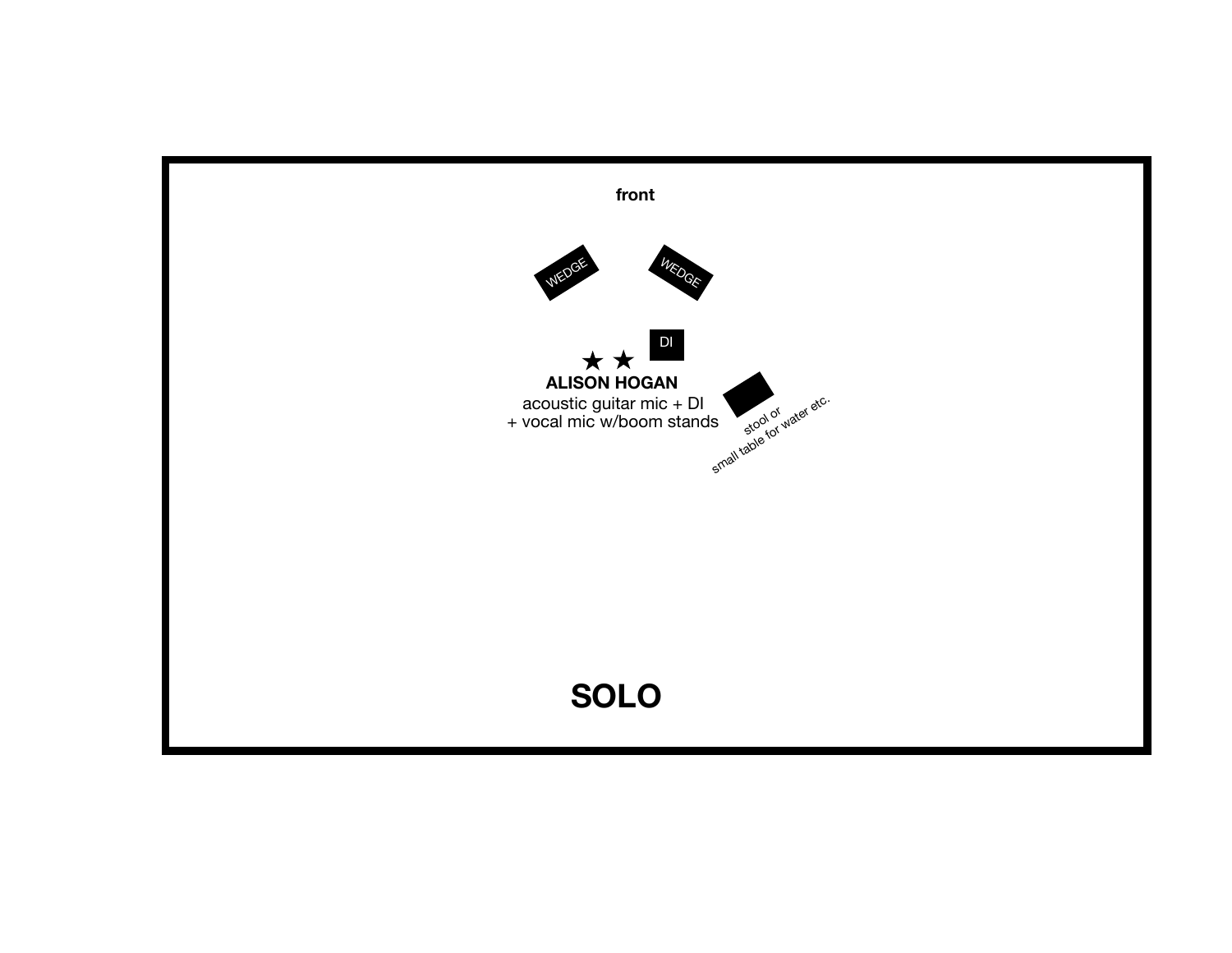front

WEDGE

WEDGE

DI

★ ★

**ALISON HOGAN**

acoustic guitar mic + DI
+ vocal mic w/boom stands

stool or
small table for water etc.

# SOLO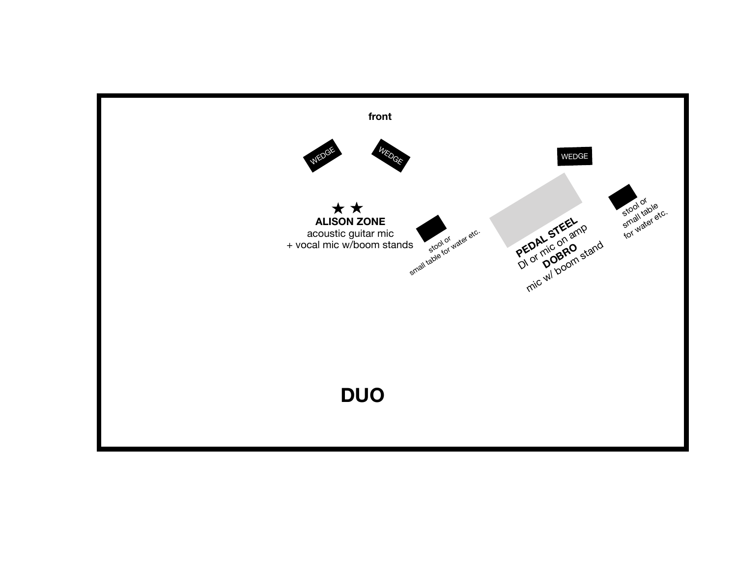front

WEDGE

WEDGE

WEDGE

★ ★

**ALISON ZONE**
acoustic guitar mic
+ vocal mic w/boom stands

stool or
small table for water etc.

**PEDAL STEEL**
DI or mic on amp
**DOBRO**
mic w/ boom stand

stool or
small table
for water etc.

# DUO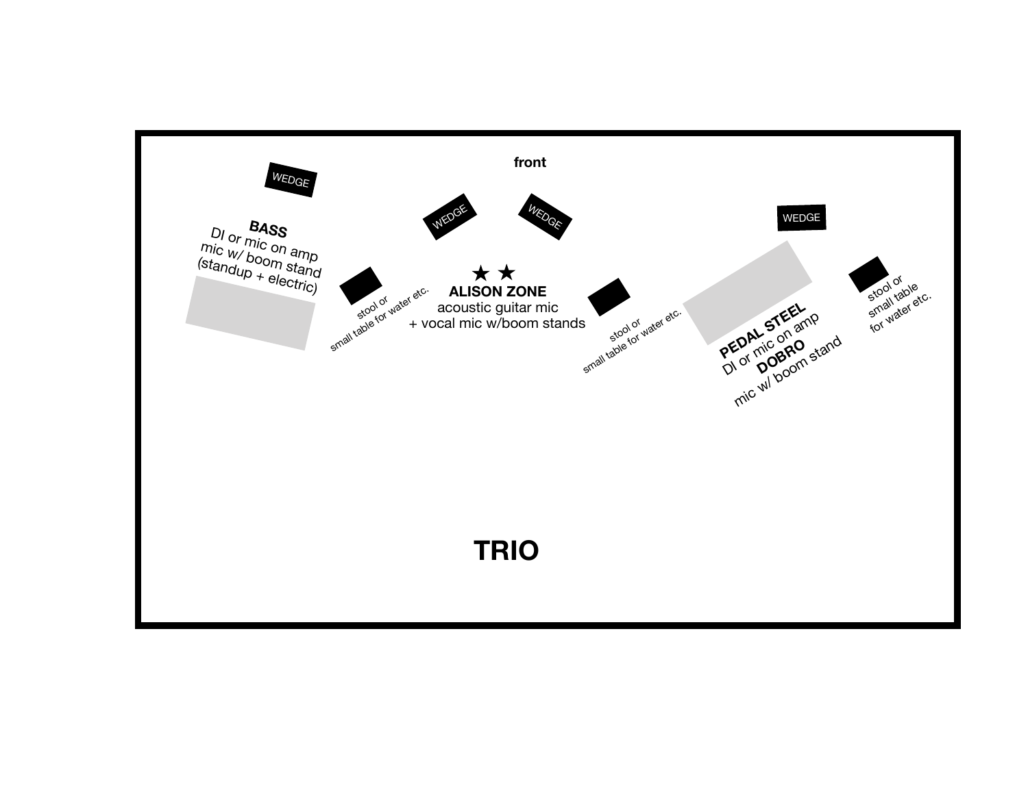front

WEDGE

WEDGE

WEDGE

WEDGE

**BASS**
DI or mic on amp
mic w/ boom stand
(standup + electric)

stool or
small table for water etc.

★ ★
**ALISON ZONE**
acoustic guitar mic
+ vocal mic w/boom stands

stool or
small table for water etc.

**PEDAL STEEL**
DI or mic on amp
**DOBRO**
mic w/ boom stand

stool or
small table
for water etc.

**TRIO**